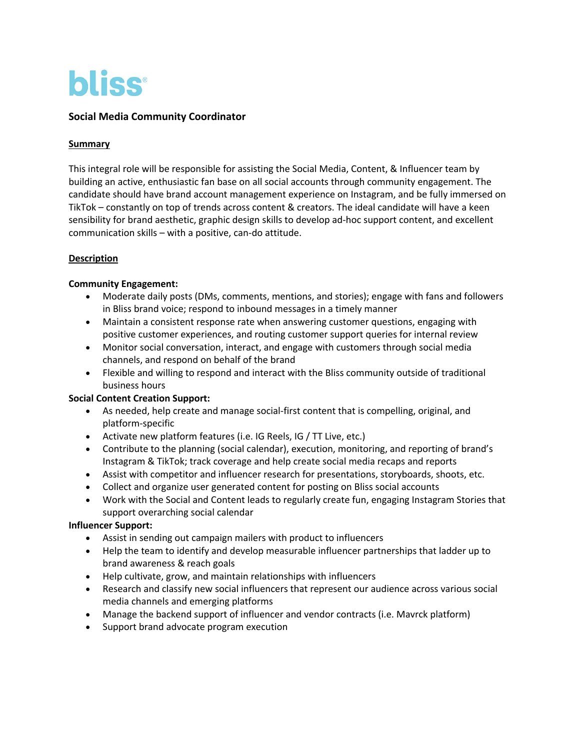bliss®

# Social Media Community Coordinator

## Summary

This integral role will be responsible for assisting the Social Media, Content, & Influencer team by building an active, enthusiastic fan base on all social accounts through community engagement. The candidate should have brand account management experience on Instagram, and be fully immersed on TikTok – constantly on top of trends across content & creators. The ideal candidate will have a keen sensibility for brand aesthetic, graphic design skills to develop ad-hoc support content, and excellent communication skills – with a positive, can-do attitude.

## Description

**Community Engagement:**

- Moderate daily posts (DMs, comments, mentions, and stories); engage with fans and followers in Bliss brand voice; respond to inbound messages in a timely manner
- Maintain a consistent response rate when answering customer questions, engaging with positive customer experiences, and routing customer support queries for internal review
- Monitor social conversation, interact, and engage with customers through social media channels, and respond on behalf of the brand
- Flexible and willing to respond and interact with the Bliss community outside of traditional business hours

**Social Content Creation Support:**

- As needed, help create and manage social-first content that is compelling, original, and platform-specific
- Activate new platform features (i.e. IG Reels, IG / TT Live, etc.)
- Contribute to the planning (social calendar), execution, monitoring, and reporting of brand's Instagram & TikTok; track coverage and help create social media recaps and reports
- Assist with competitor and influencer research for presentations, storyboards, shoots, etc.
- Collect and organize user generated content for posting on Bliss social accounts
- Work with the Social and Content leads to regularly create fun, engaging Instagram Stories that support overarching social calendar

**Influencer Support:**

- Assist in sending out campaign mailers with product to influencers
- Help the team to identify and develop measurable influencer partnerships that ladder up to brand awareness & reach goals
- Help cultivate, grow, and maintain relationships with influencers
- Research and classify new social influencers that represent our audience across various social media channels and emerging platforms
- Manage the backend support of influencer and vendor contracts (i.e. Mavrck platform)
- Support brand advocate program execution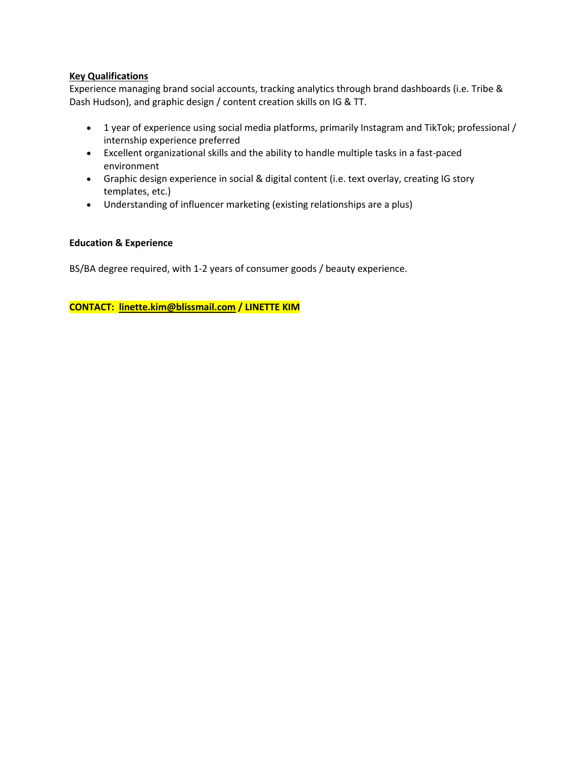**Key Qualifications**

Experience managing brand social accounts, tracking analytics through brand dashboards (i.e. Tribe & Dash Hudson), and graphic design / content creation skills on IG & TT.

- 1 year of experience using social media platforms, primarily Instagram and TikTok; professional / internship experience preferred
- Excellent organizational skills and the ability to handle multiple tasks in a fast-paced environment
- Graphic design experience in social & digital content (i.e. text overlay, creating IG story templates, etc.)
- Understanding of influencer marketing (existing relationships are a plus)

**Education & Experience**

BS/BA degree required, with 1-2 years of consumer goods / beauty experience.

**CONTACT: linette.kim@blissmail.com / LINETTE KIM**